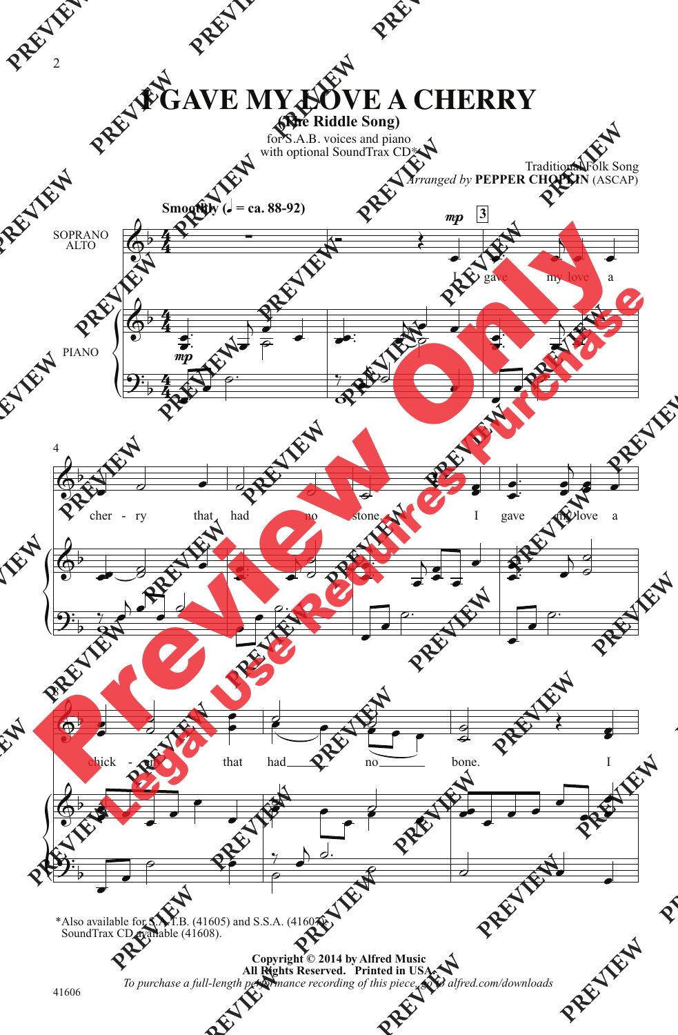# I GAVE MY LOVE A CHERRY

## (The Riddle Song)

for S.A.B. voices and piano
with optional SoundTrax CD*

Traditional Folk Song
*Arranged by* **PEPPER CHOPLIN** (ASCAP)

**Smoothly (♩ = ca. 88-92)**

SOPRANO ALTO

PIANO

*mp*

I gave my love a cher - ry that had no stone. I gave my love a chick - en that had no bone. I

*Also available for S.A.T.B. (41605) and S.S.A. (41607).
SoundTrax CD available (41608).

**Copyright © 2014 by Alfred Music**
**All Rights Reserved. Printed in USA.**
*To purchase a full-length performance recording of this piece, go to alfred.com/downloads*

41606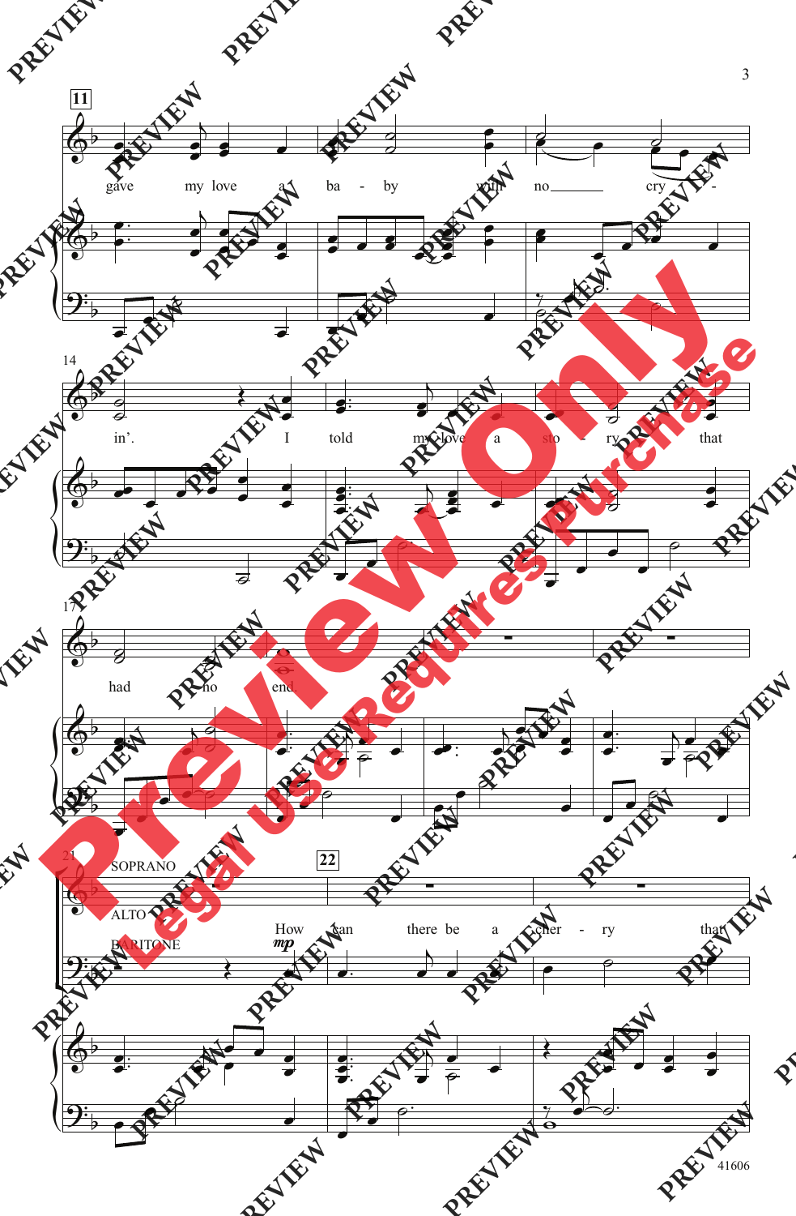11

gave my love a ba - by with no cry -

14

in'. I told my love a sto - ry that

17

had no end.

21

SOPRANO

ALTO

22

How can there be a cher - ry that

BARITONE

*mp*

41606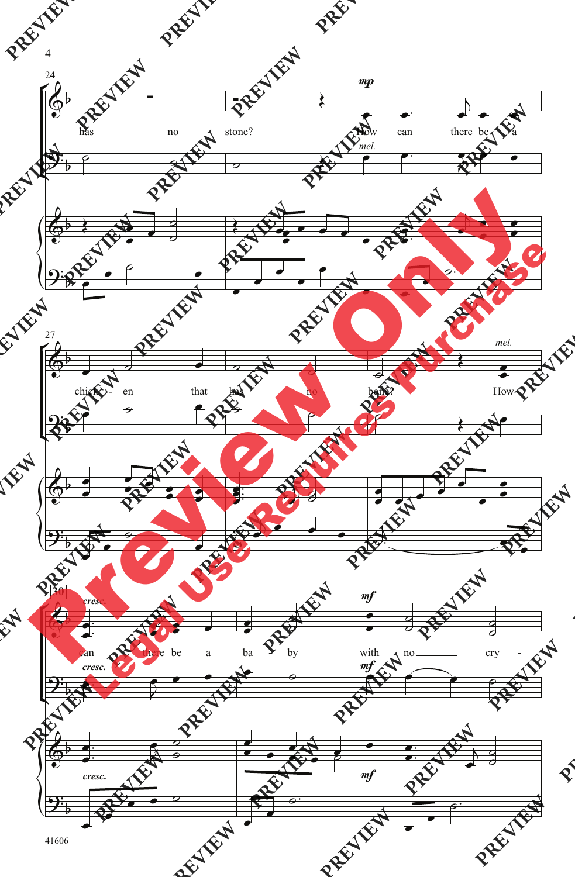has no stone? How can there be a chick - en that has no bone? How can there be a ba - by with no cry -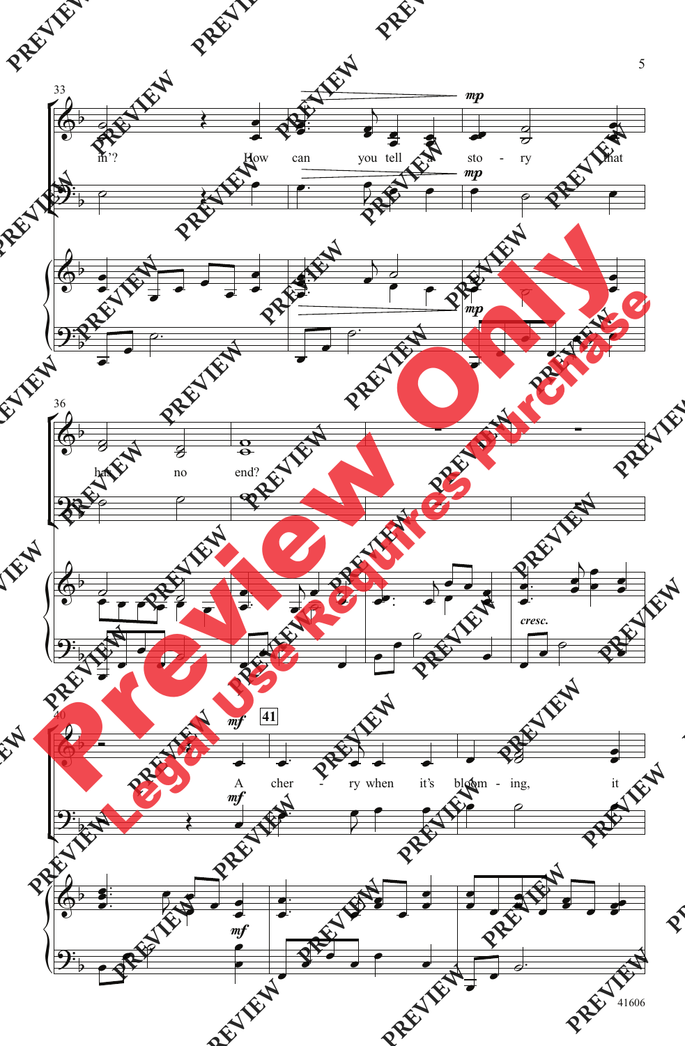in'? How can you tell a sto - ry that

has no end?

A cher - ry when it's bloom - ing, it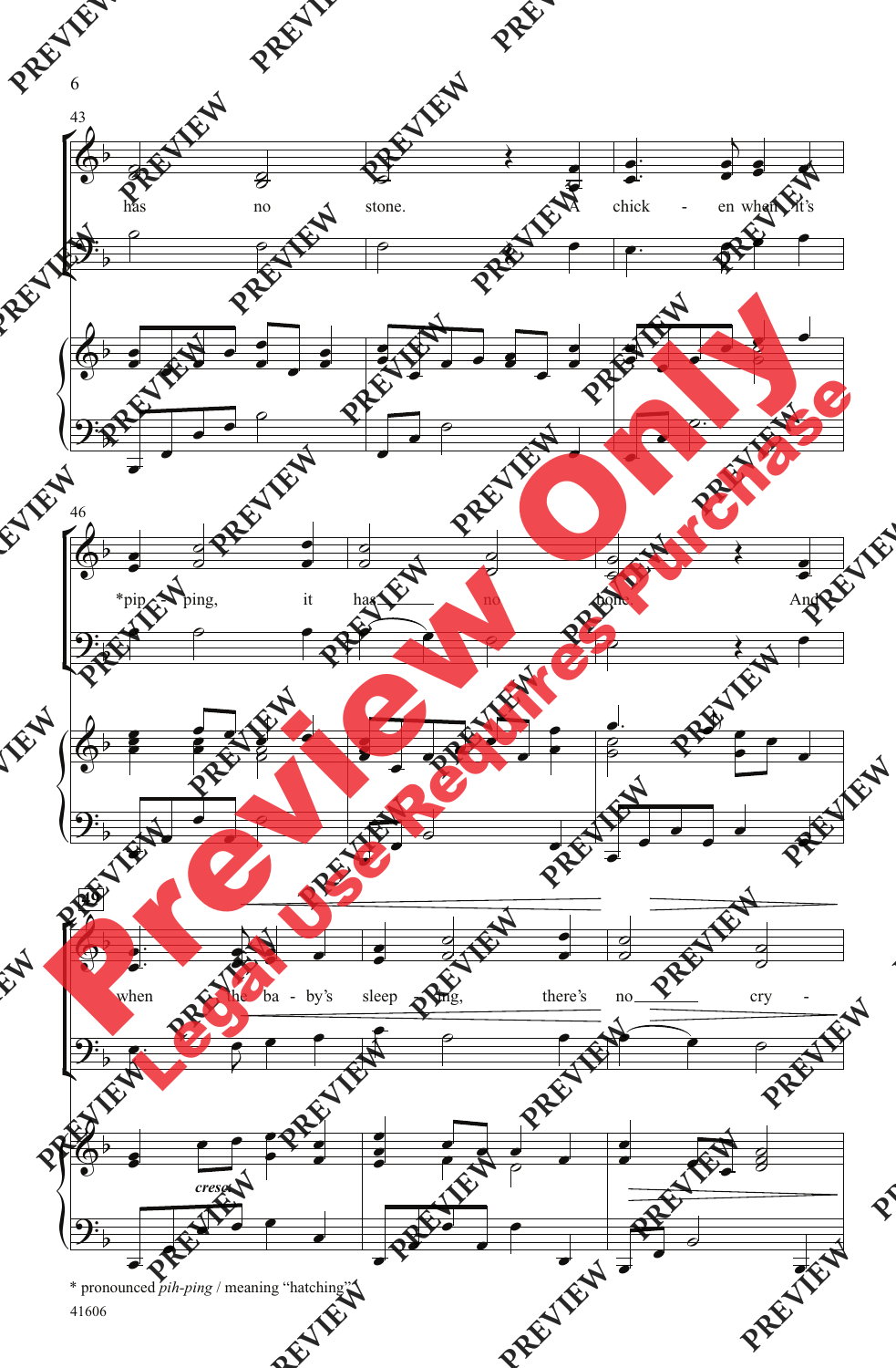43

has no stone. A chick - en when it's

46

*pip - ping, it has no bone. And

49

when the ba - by's sleep - ing, there's no cry -

*cresc.*

* pronounced *pih-ping* / meaning "hatching"

41606